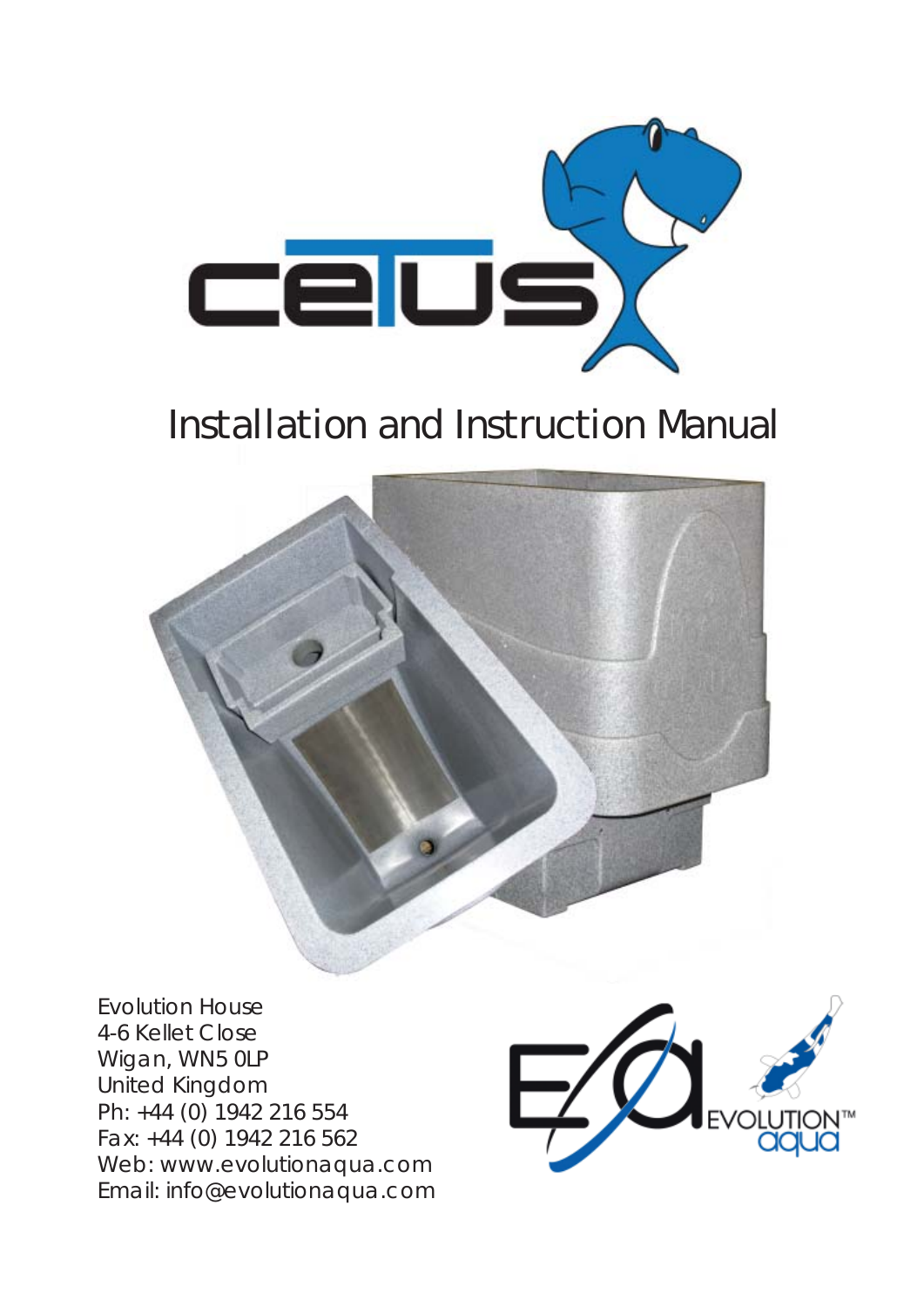# cetus

## Installation and Instruction Manual

Evolution House
4-6 Kellet Close
Wigan, WN5 0LP
United Kingdom
Ph: +44 (0) 1942 216 554
Fax: +44 (0) 1942 216 562
Web: www.evolutionaqua.com
Email: info@evolutionaqua.com

EVOLUTION™ aqua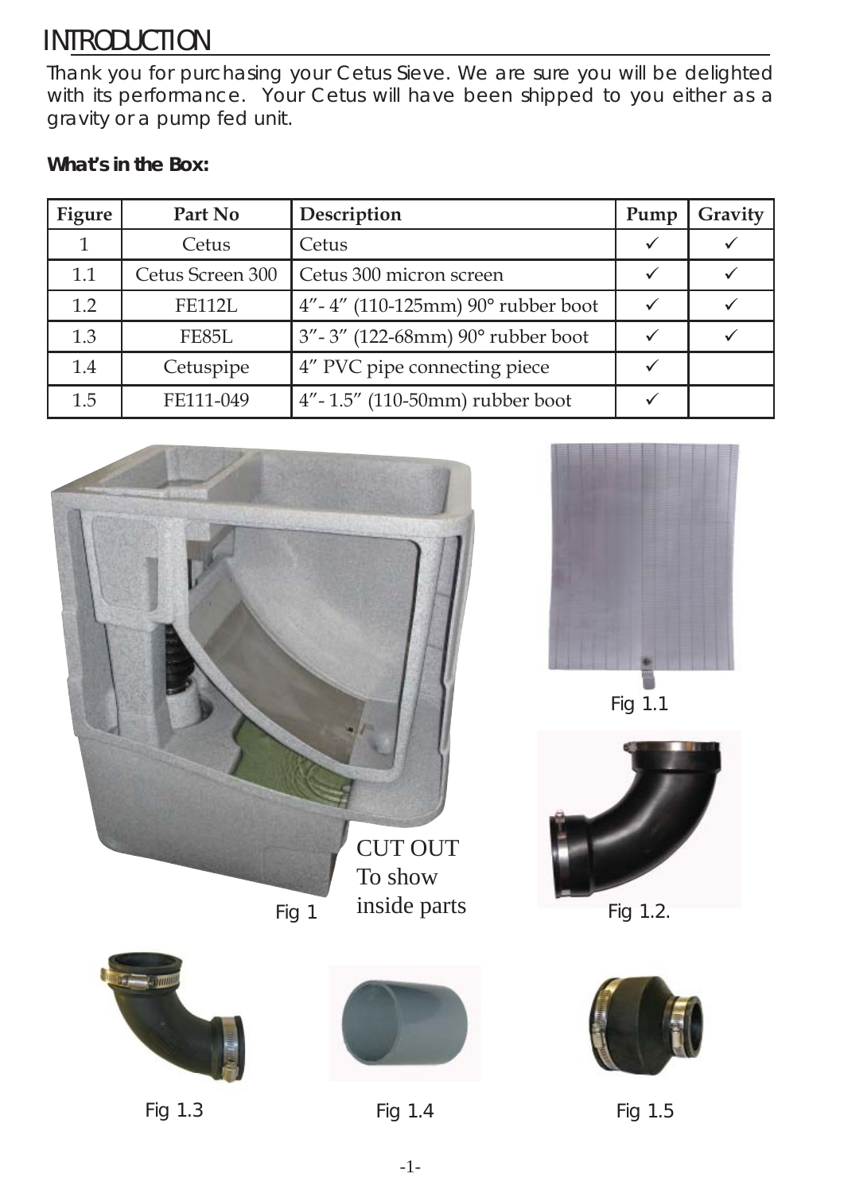# INTRODUCTION

Thank you for purchasing your Cetus Sieve. We are sure you will be delighted with its performance. Your Cetus will have been shipped to you either as a gravity or a pump fed unit.

**What's in the Box:**

| Figure | Part No | Description | Pump | Gravity |
|---|---|---|---|---|
| 1 | Cetus | Cetus | ✓ | ✓ |
| 1.1 | Cetus Screen 300 | Cetus 300 micron screen | ✓ | ✓ |
| 1.2 | FE112L | 4"- 4" (110-125mm) 90° rubber boot | ✓ | ✓ |
| 1.3 | FE85L | 3"- 3" (122-68mm) 90° rubber boot | ✓ | ✓ |
| 1.4 | Cetuspipe | 4" PVC pipe connecting piece | ✓ | |
| 1.5 | FE111-049 | 4"- 1.5" (110-50mm) rubber boot | ✓ | |

CUT OUT To show inside parts

Fig 1

Fig 1.1

Fig 1.2.

Fig 1.3

Fig 1.4

Fig 1.5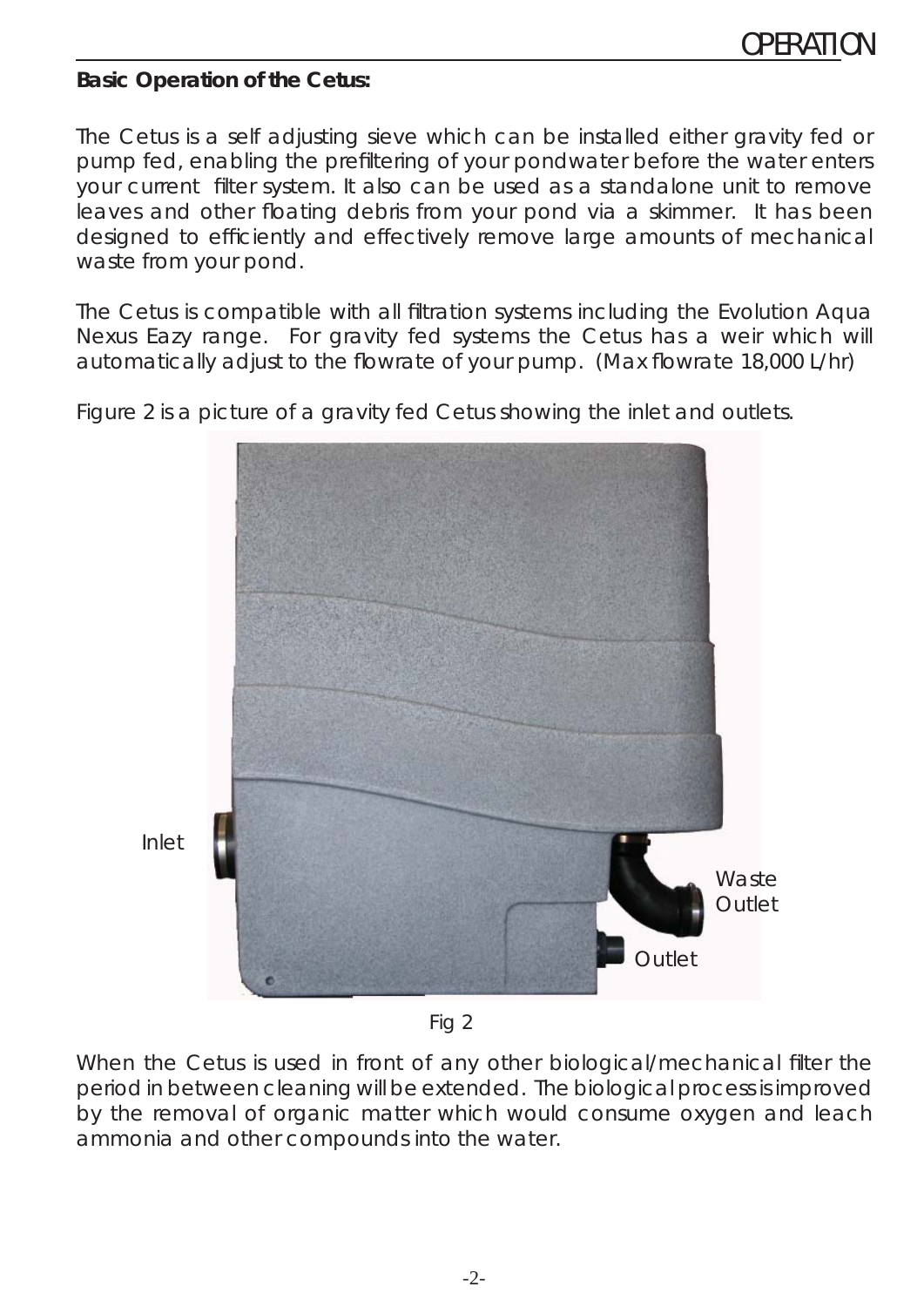**Basic Operation of the Cetus:**

The Cetus is a self adjusting sieve which can be installed either gravity fed or pump fed, enabling the prefiltering of your pondwater before the water enters your current filter system. It also can be used as a standalone unit to remove leaves and other floating debris from your pond via a skimmer. It has been designed to efficiently and effectively remove large amounts of mechanical waste from your pond.

The Cetus is compatible with all filtration systems including the Evolution Aqua Nexus Eazy range. For gravity fed systems the Cetus has a weir which will automatically adjust to the flowrate of your pump. (Max flowrate 18,000 L/hr)

Figure 2 is a picture of a gravity fed Cetus showing the inlet and outlets.

Inlet

Waste Outlet

Outlet

Fig 2

When the Cetus is used in front of any other biological/mechanical filter the period in between cleaning will be extended. The biological process is improved by the removal of organic matter which would consume oxygen and leach ammonia and other compounds into the water.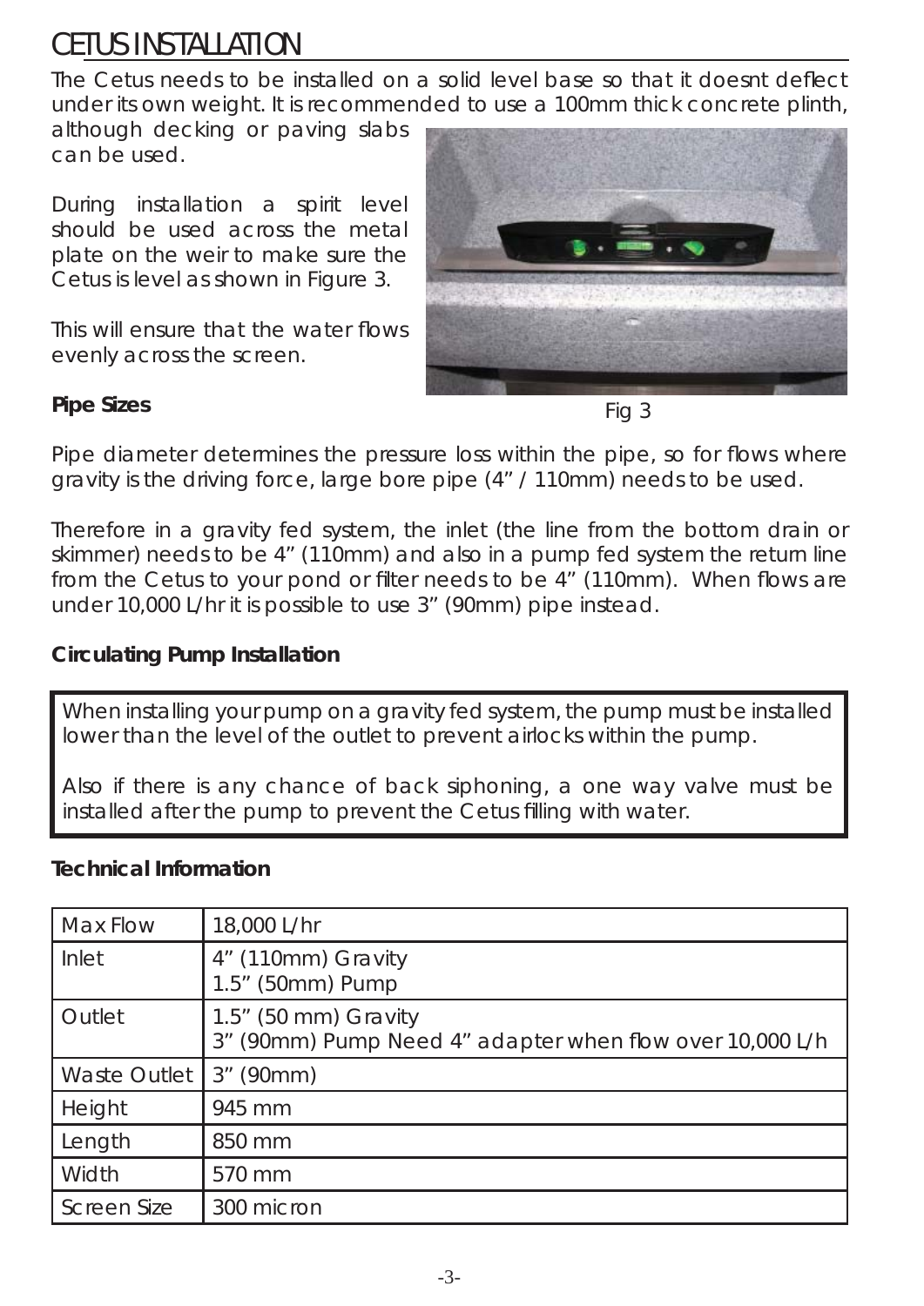# CETUS INSTALLATION

The Cetus needs to be installed on a solid level base so that it doesnt deflect under its own weight. It is recommended to use a 100mm thick concrete plinth, although decking or paving slabs can be used.

During installation a spirit level should be used across the metal plate on the weir to make sure the Cetus is level as shown in Figure 3.

This will ensure that the water flows evenly across the screen.

Fig 3

**Pipe Sizes**

Pipe diameter determines the pressure loss within the pipe, so for flows where gravity is the driving force, large bore pipe (4” / 110mm) needs to be used.

Therefore in a gravity fed system, the inlet (the line from the bottom drain or skimmer) needs to be 4” (110mm) and also in a pump fed system the return line from the Cetus to your pond or filter needs to be 4” (110mm). When flows are under 10,000 L/hr it is possible to use 3” (90mm) pipe instead.

**Circulating Pump Installation**

When installing your pump on a gravity fed system, the pump must be installed lower than the level of the outlet to prevent airlocks within the pump.

Also if there is any chance of back siphoning, a one way valve must be installed after the pump to prevent the Cetus filling with water.

**Technical Information**

| | |
|---|---|
| Max Flow | 18,000 L/hr |
| Inlet | 4” (110mm) Gravity<br>1.5” (50mm) Pump |
| Outlet | 1.5” (50 mm) Gravity<br>3” (90mm) Pump Need 4” adapter when flow over 10,000 L/h |
| Waste Outlet | 3” (90mm) |
| Height | 945 mm |
| Length | 850 mm |
| Width | 570 mm |
| Screen Size | 300 micron |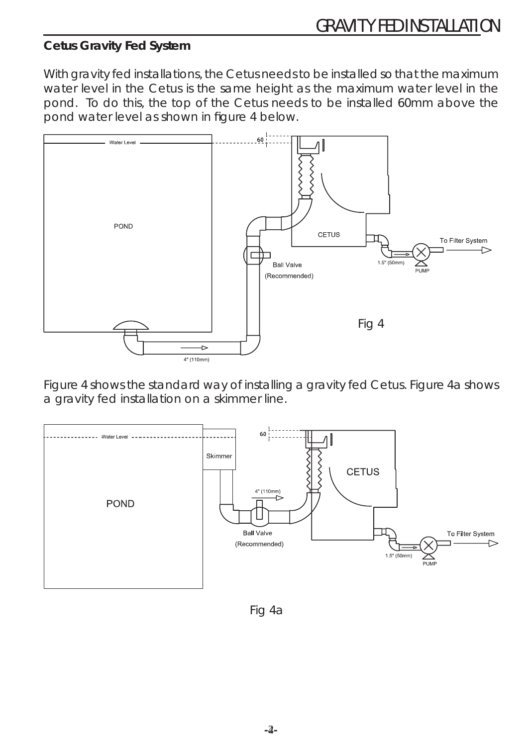# GRAVITY FED INSTALLATION

**Cetus Gravity Fed System**

With gravity fed installations, the Cetus needs to be installed so that the maximum water level in the Cetus is the same height as the maximum water level in the pond. To do this, the top of the Cetus needs to be installed 60mm above the pond water level as shown in figure 4 below.

Fig 4

Figure 4 shows the standard way of installing a gravity fed Cetus. Figure 4a shows a gravity fed installation on a skimmer line.

Fig 4a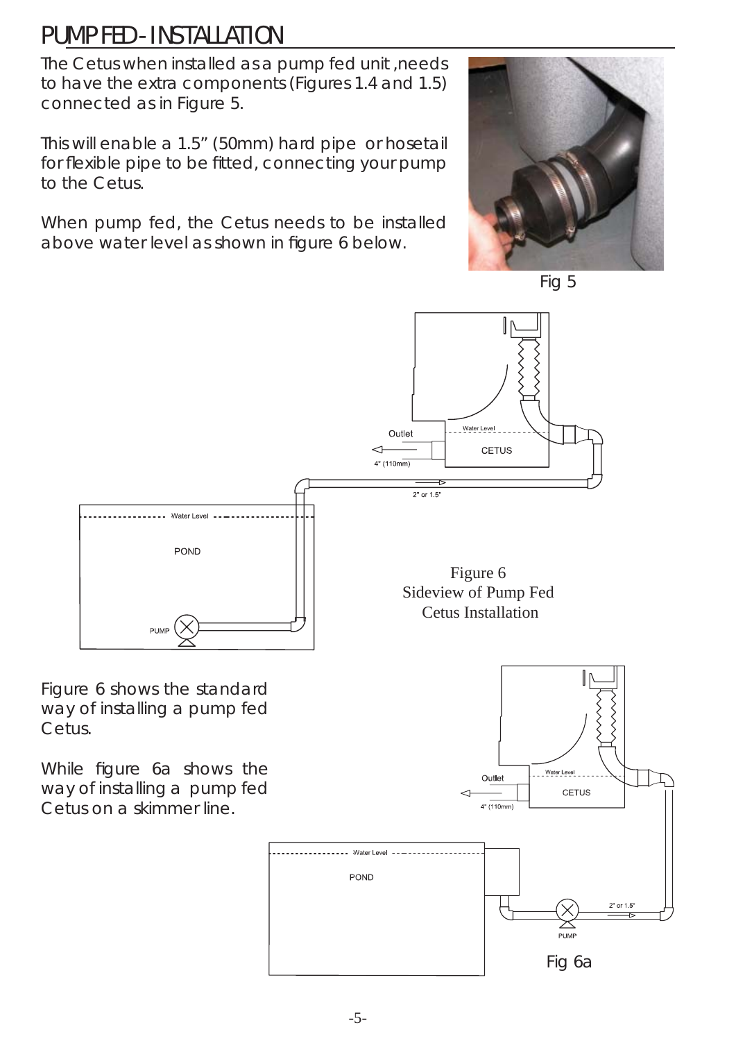# PUMP FED - INSTALLATION

The Cetus when installed as a pump fed unit ,needs to have the extra components (Figures 1.4 and 1.5) connected as in Figure 5.

This will enable a 1.5" (50mm) hard pipe or hosetail for flexible pipe to be fitted, connecting your pump to the Cetus.

When pump fed, the Cetus needs to be installed above water level as shown in figure 6 below.

Fig 5

Figure 6
Sideview of Pump Fed
Cetus Installation

Figure 6 shows the standard way of installing a pump fed Cetus.

While figure 6a shows the way of installing a pump fed Cetus on a skimmer line.

Fig 6a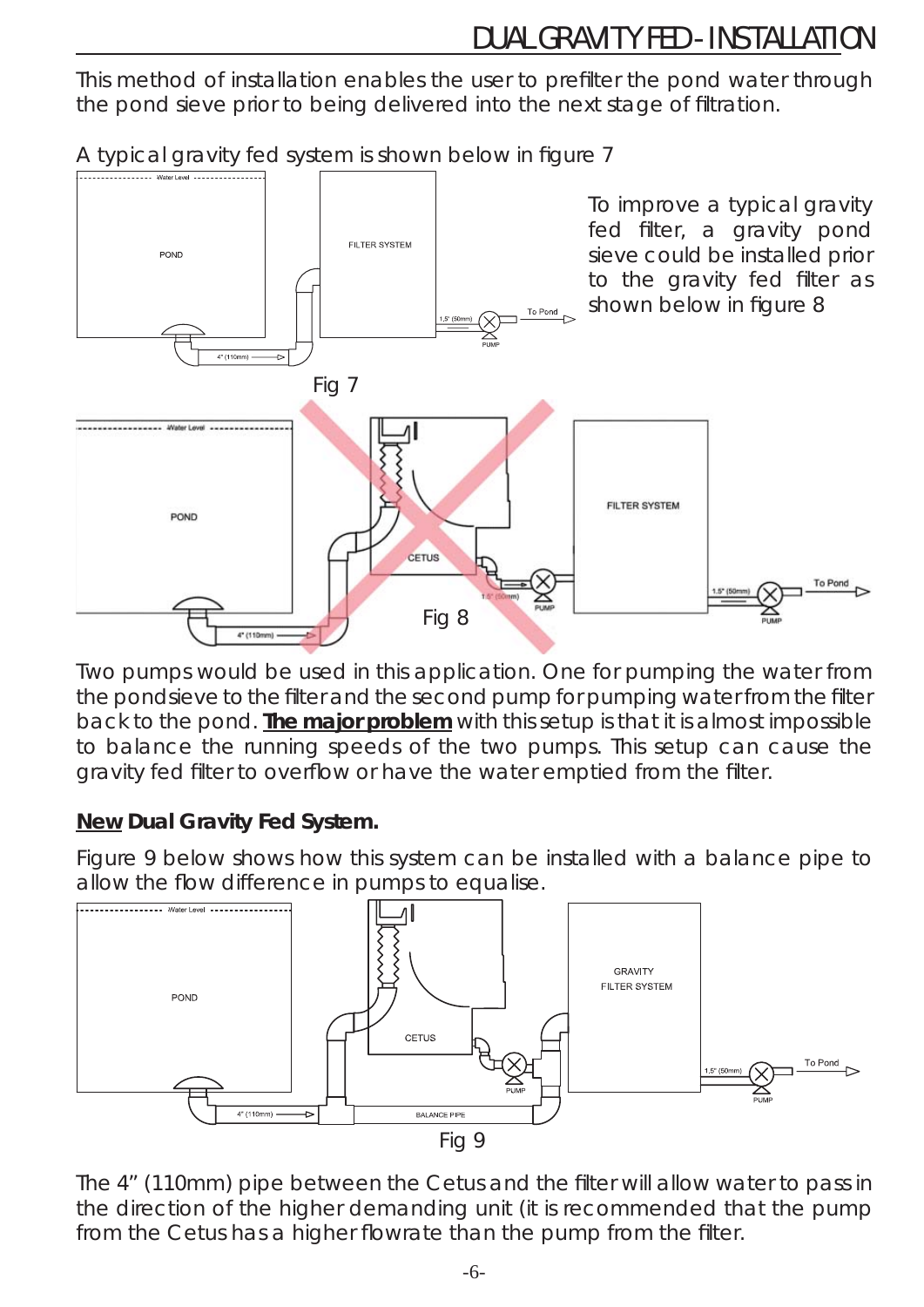# DUAL GRAVITY FED - INSTALLATION

This method of installation enables the user to prefilter the pond water through the pond sieve prior to being delivered into the next stage of filtration.

A typical gravity fed system is shown below in figure 7

Fig 7

To improve a typical gravity fed filter, a gravity pond sieve could be installed prior to the gravity fed filter as shown below in figure 8

Fig 8

Two pumps would be used in this application. One for pumping the water from the pond sieve to the filter and the second pump for pumping water from the filter back to the pond. **<u>The major problem</u>** with this setup is that it is almost impossible to balance the running speeds of the two pumps. This setup can cause the gravity fed filter to overflow or have the water emptied from the filter.

**<u>New</u> Dual Gravity Fed System.**

Figure 9 below shows how this system can be installed with a balance pipe to allow the flow difference in pumps to equalise.

Fig 9

The 4" (110mm) pipe between the Cetus and the filter will allow water to pass in the direction of the higher demanding unit (it is recommended that the pump from the Cetus has a higher flowrate than the pump from the filter.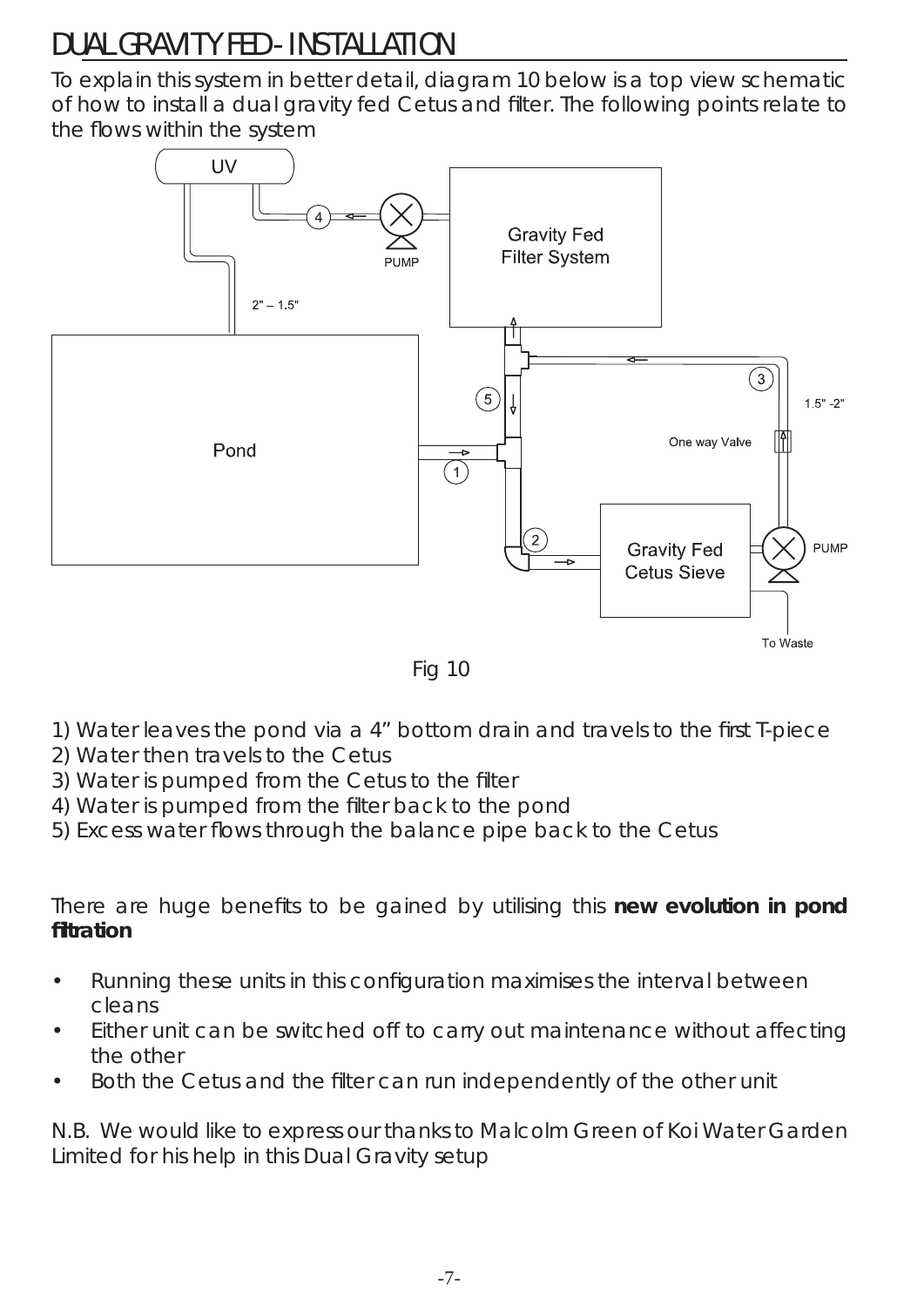# DUAL GRAVITY FED - INSTALLATION

To explain this system in better detail, diagram 10 below is a top view schematic of how to install a dual gravity fed Cetus and filter. The following points relate to the flows within the system

UV

4

PUMP

Gravity Fed Filter System

2" – 1.5"

Pond

5

3

1.5" -2"

One way Valve

1

2

Gravity Fed Cetus Sieve

PUMP

To Waste

Fig 10

1) Water leaves the pond via a 4" bottom drain and travels to the first T-piece
2) Water then travels to the Cetus
3) Water is pumped from the Cetus to the filter
4) Water is pumped from the filter back to the pond
5) Excess water flows through the balance pipe back to the Cetus

There are huge benefits to be gained by utilising this **new evolution in pond filtration**

- Running these units in this configuration maximises the interval between cleans
- Either unit can be switched off to carry out maintenance without affecting the other
- Both the Cetus and the filter can run independently of the other unit

N.B. We would like to express our thanks to Malcolm Green of Koi Water Garden Limited for his help in this Dual Gravity setup